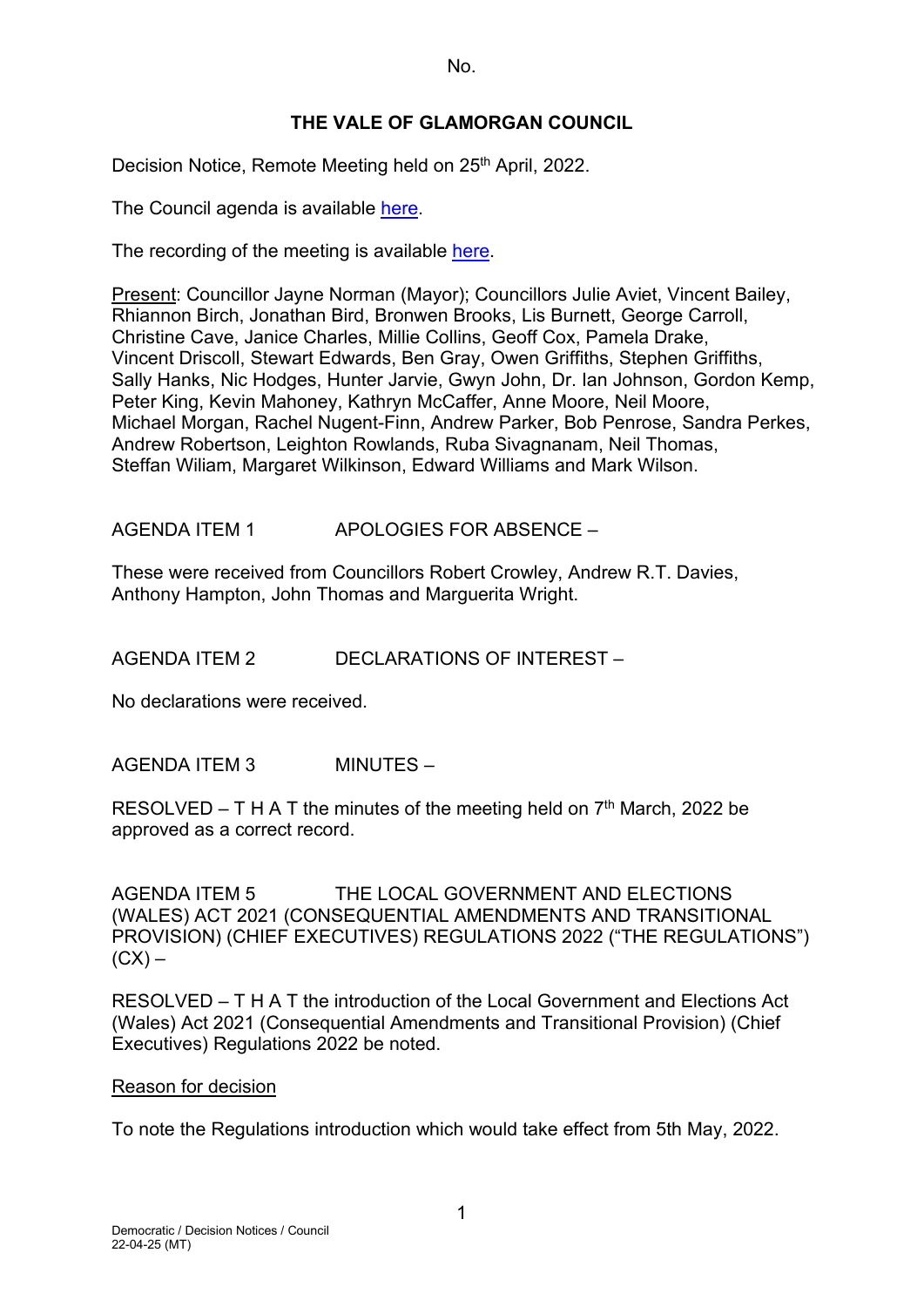No.

# THE VALE OF GLAMORGAN COUNCIL

Decision Notice, Remote Meeting held on 25th April, 2022.

The Council agenda is available here.

The recording of the meeting is available here.

Present: Councillor Jayne Norman (Mayor); Councillors Julie Aviet, Vincent Bailey, Rhiannon Birch, Jonathan Bird, Bronwen Brooks, Lis Burnett, George Carroll, Christine Cave, Janice Charles, Millie Collins, Geoff Cox, Pamela Drake, Vincent Driscoll, Stewart Edwards, Ben Gray, Owen Griffiths, Stephen Griffiths, Sally Hanks, Nic Hodges, Hunter Jarvie, Gwyn John, Dr. Ian Johnson, Gordon Kemp, Peter King, Kevin Mahoney, Kathryn McCaffer, Anne Moore, Neil Moore, Michael Morgan, Rachel Nugent-Finn, Andrew Parker, Bob Penrose, Sandra Perkes, Andrew Robertson, Leighton Rowlands, Ruba Sivagnanam, Neil Thomas, Steffan Wiliam, Margaret Wilkinson, Edward Williams and Mark Wilson.

AGENDA ITEM 1 APOLOGIES FOR ABSENCE –

These were received from Councillors Robert Crowley, Andrew R.T. Davies, Anthony Hampton, John Thomas and Marguerita Wright.

AGENDA ITEM 2 DECLARATIONS OF INTEREST –

No declarations were received.

AGENDA ITEM 3 MINUTES –

RESOLVED – T H A T the minutes of the meeting held on 7th March, 2022 be approved as a correct record.

AGENDA ITEM 5 THE LOCAL GOVERNMENT AND ELECTIONS (WALES) ACT 2021 (CONSEQUENTIAL AMENDMENTS AND TRANSITIONAL PROVISION) (CHIEF EXECUTIVES) REGULATIONS 2022 ("THE REGULATIONS") (CX) –

RESOLVED – T H A T the introduction of the Local Government and Elections Act (Wales) Act 2021 (Consequential Amendments and Transitional Provision) (Chief Executives) Regulations 2022 be noted.

Reason for decision

To note the Regulations introduction which would take effect from 5th May, 2022.

Democratic / Decision Notices / Council
22-04-25 (MT)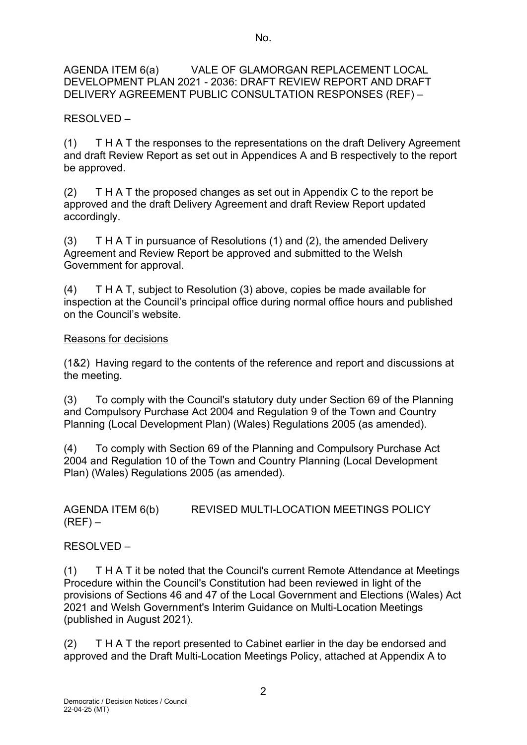AGENDA ITEM 6(a) VALE OF GLAMORGAN REPLACEMENT LOCAL DEVELOPMENT PLAN 2021 - 2036: DRAFT REVIEW REPORT AND DRAFT DELIVERY AGREEMENT PUBLIC CONSULTATION RESPONSES (REF) –

RESOLVED –

(1) T H A T the responses to the representations on the draft Delivery Agreement and draft Review Report as set out in Appendices A and B respectively to the report be approved.

(2) T H A T the proposed changes as set out in Appendix C to the report be approved and the draft Delivery Agreement and draft Review Report updated accordingly.

(3) T H A T in pursuance of Resolutions (1) and (2), the amended Delivery Agreement and Review Report be approved and submitted to the Welsh Government for approval.

(4) T H A T, subject to Resolution (3) above, copies be made available for inspection at the Council's principal office during normal office hours and published on the Council's website.

Reasons for decisions

(1&2) Having regard to the contents of the reference and report and discussions at the meeting.

(3) To comply with the Council's statutory duty under Section 69 of the Planning and Compulsory Purchase Act 2004 and Regulation 9 of the Town and Country Planning (Local Development Plan) (Wales) Regulations 2005 (as amended).

(4) To comply with Section 69 of the Planning and Compulsory Purchase Act 2004 and Regulation 10 of the Town and Country Planning (Local Development Plan) (Wales) Regulations 2005 (as amended).

AGENDA ITEM 6(b) REVISED MULTI-LOCATION MEETINGS POLICY (REF) –

RESOLVED –

(1) T H A T it be noted that the Council's current Remote Attendance at Meetings Procedure within the Council's Constitution had been reviewed in light of the provisions of Sections 46 and 47 of the Local Government and Elections (Wales) Act 2021 and Welsh Government's Interim Guidance on Multi-Location Meetings (published in August 2021).

(2) T H A T the report presented to Cabinet earlier in the day be endorsed and approved and the Draft Multi-Location Meetings Policy, attached at Appendix A to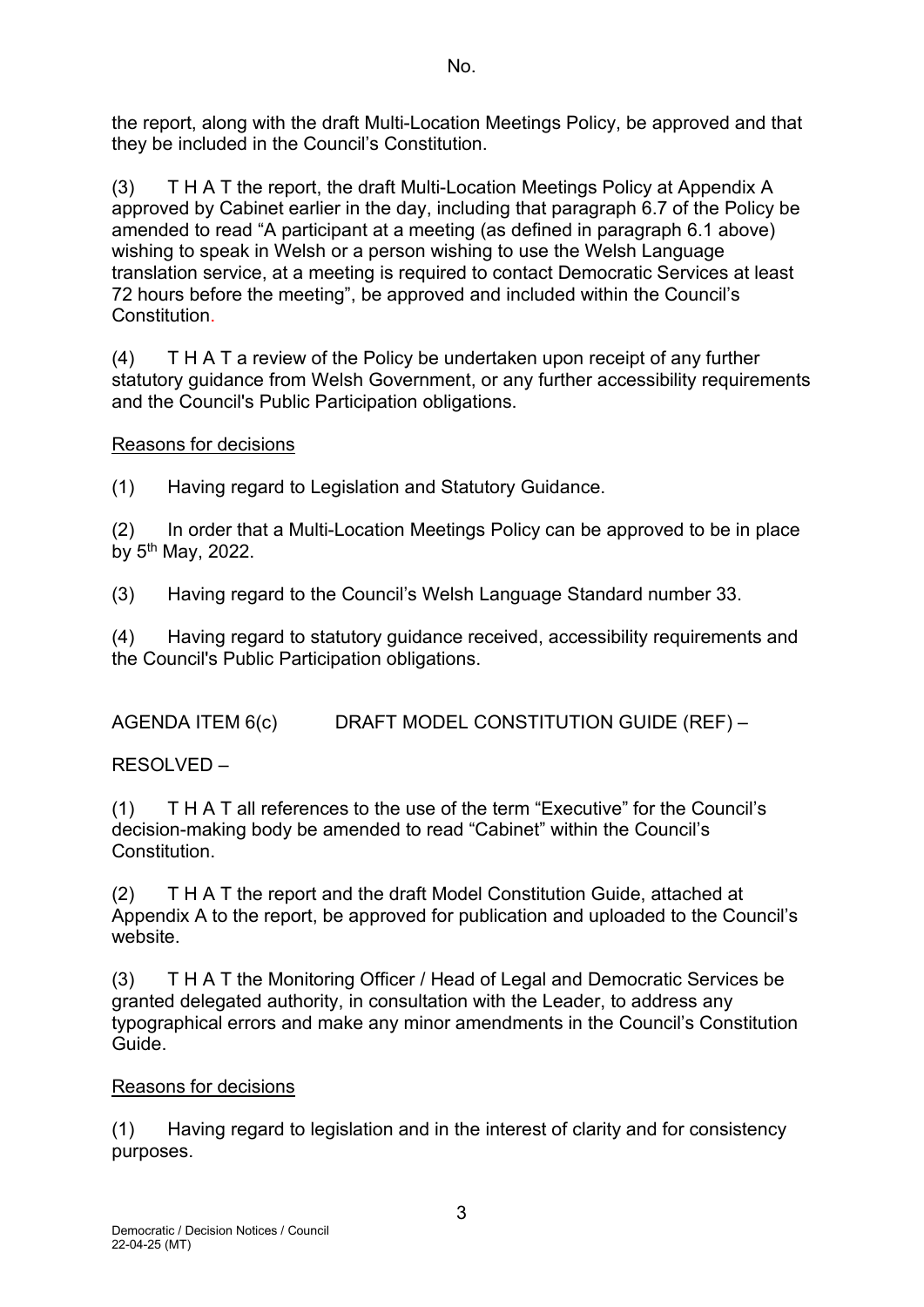the report, along with the draft Multi-Location Meetings Policy, be approved and that they be included in the Council's Constitution.

(3) T H A T the report, the draft Multi-Location Meetings Policy at Appendix A approved by Cabinet earlier in the day, including that paragraph 6.7 of the Policy be amended to read "A participant at a meeting (as defined in paragraph 6.1 above) wishing to speak in Welsh or a person wishing to use the Welsh Language translation service, at a meeting is required to contact Democratic Services at least 72 hours before the meeting", be approved and included within the Council's Constitution.

(4) T H A T a review of the Policy be undertaken upon receipt of any further statutory guidance from Welsh Government, or any further accessibility requirements and the Council's Public Participation obligations.

Reasons for decisions

(1) Having regard to Legislation and Statutory Guidance.

(2) In order that a Multi-Location Meetings Policy can be approved to be in place by 5th May, 2022.

(3) Having regard to the Council's Welsh Language Standard number 33.

(4) Having regard to statutory guidance received, accessibility requirements and the Council's Public Participation obligations.

AGENDA ITEM 6(c) DRAFT MODEL CONSTITUTION GUIDE (REF) –

RESOLVED –

(1) T H A T all references to the use of the term "Executive" for the Council's decision-making body be amended to read "Cabinet" within the Council's Constitution.

(2) T H A T the report and the draft Model Constitution Guide, attached at Appendix A to the report, be approved for publication and uploaded to the Council's website.

(3) T H A T the Monitoring Officer / Head of Legal and Democratic Services be granted delegated authority, in consultation with the Leader, to address any typographical errors and make any minor amendments in the Council's Constitution Guide.

Reasons for decisions

(1) Having regard to legislation and in the interest of clarity and for consistency purposes.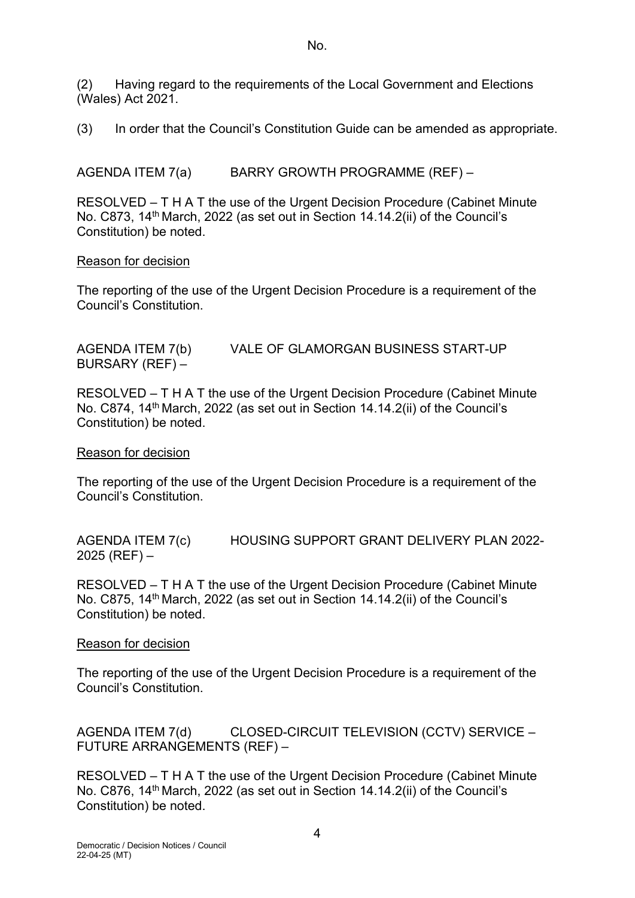No.

(2) Having regard to the requirements of the Local Government and Elections (Wales) Act 2021.

(3) In order that the Council's Constitution Guide can be amended as appropriate.

AGENDA ITEM 7(a) BARRY GROWTH PROGRAMME (REF) –

RESOLVED – T H A T the use of the Urgent Decision Procedure (Cabinet Minute No. C873, 14th March, 2022 (as set out in Section 14.14.2(ii) of the Council's Constitution) be noted.

Reason for decision

The reporting of the use of the Urgent Decision Procedure is a requirement of the Council's Constitution.

AGENDA ITEM 7(b) VALE OF GLAMORGAN BUSINESS START-UP BURSARY (REF) –

RESOLVED – T H A T the use of the Urgent Decision Procedure (Cabinet Minute No. C874, 14th March, 2022 (as set out in Section 14.14.2(ii) of the Council's Constitution) be noted.

Reason for decision

The reporting of the use of the Urgent Decision Procedure is a requirement of the Council's Constitution.

AGENDA ITEM 7(c) HOUSING SUPPORT GRANT DELIVERY PLAN 2022-2025 (REF) –

RESOLVED – T H A T the use of the Urgent Decision Procedure (Cabinet Minute No. C875, 14th March, 2022 (as set out in Section 14.14.2(ii) of the Council's Constitution) be noted.

Reason for decision

The reporting of the use of the Urgent Decision Procedure is a requirement of the Council's Constitution.

AGENDA ITEM 7(d) CLOSED-CIRCUIT TELEVISION (CCTV) SERVICE – FUTURE ARRANGEMENTS (REF) –

RESOLVED – T H A T the use of the Urgent Decision Procedure (Cabinet Minute No. C876, 14th March, 2022 (as set out in Section 14.14.2(ii) of the Council's Constitution) be noted.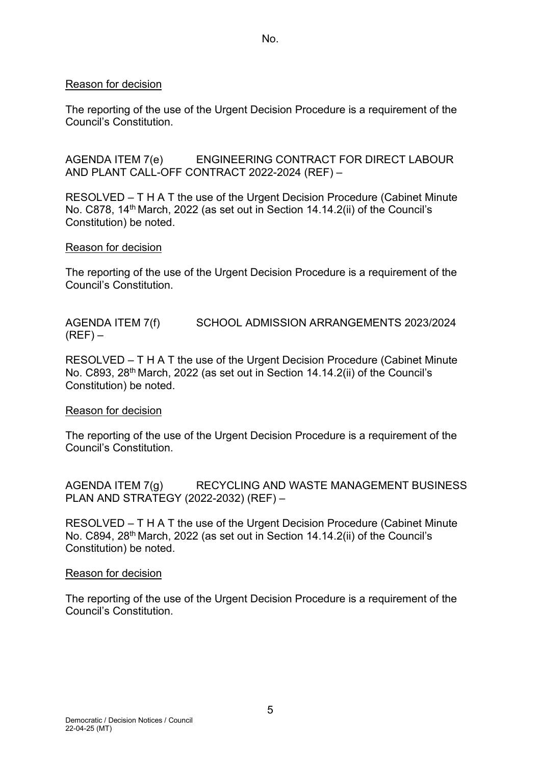No.

Reason for decision

The reporting of the use of the Urgent Decision Procedure is a requirement of the Council's Constitution.

AGENDA ITEM 7(e) ENGINEERING CONTRACT FOR DIRECT LABOUR AND PLANT CALL-OFF CONTRACT 2022-2024 (REF) –

RESOLVED – T H A T the use of the Urgent Decision Procedure (Cabinet Minute No. C878, 14th March, 2022 (as set out in Section 14.14.2(ii) of the Council's Constitution) be noted.

Reason for decision

The reporting of the use of the Urgent Decision Procedure is a requirement of the Council's Constitution.

AGENDA ITEM 7(f) SCHOOL ADMISSION ARRANGEMENTS 2023/2024 (REF) –

RESOLVED – T H A T the use of the Urgent Decision Procedure (Cabinet Minute No. C893, 28th March, 2022 (as set out in Section 14.14.2(ii) of the Council's Constitution) be noted.

Reason for decision

The reporting of the use of the Urgent Decision Procedure is a requirement of the Council's Constitution.

AGENDA ITEM 7(g) RECYCLING AND WASTE MANAGEMENT BUSINESS PLAN AND STRATEGY (2022-2032) (REF) –

RESOLVED – T H A T the use of the Urgent Decision Procedure (Cabinet Minute No. C894, 28th March, 2022 (as set out in Section 14.14.2(ii) of the Council's Constitution) be noted.

Reason for decision

The reporting of the use of the Urgent Decision Procedure is a requirement of the Council's Constitution.

Democratic / Decision Notices / Council
22-04-25 (MT)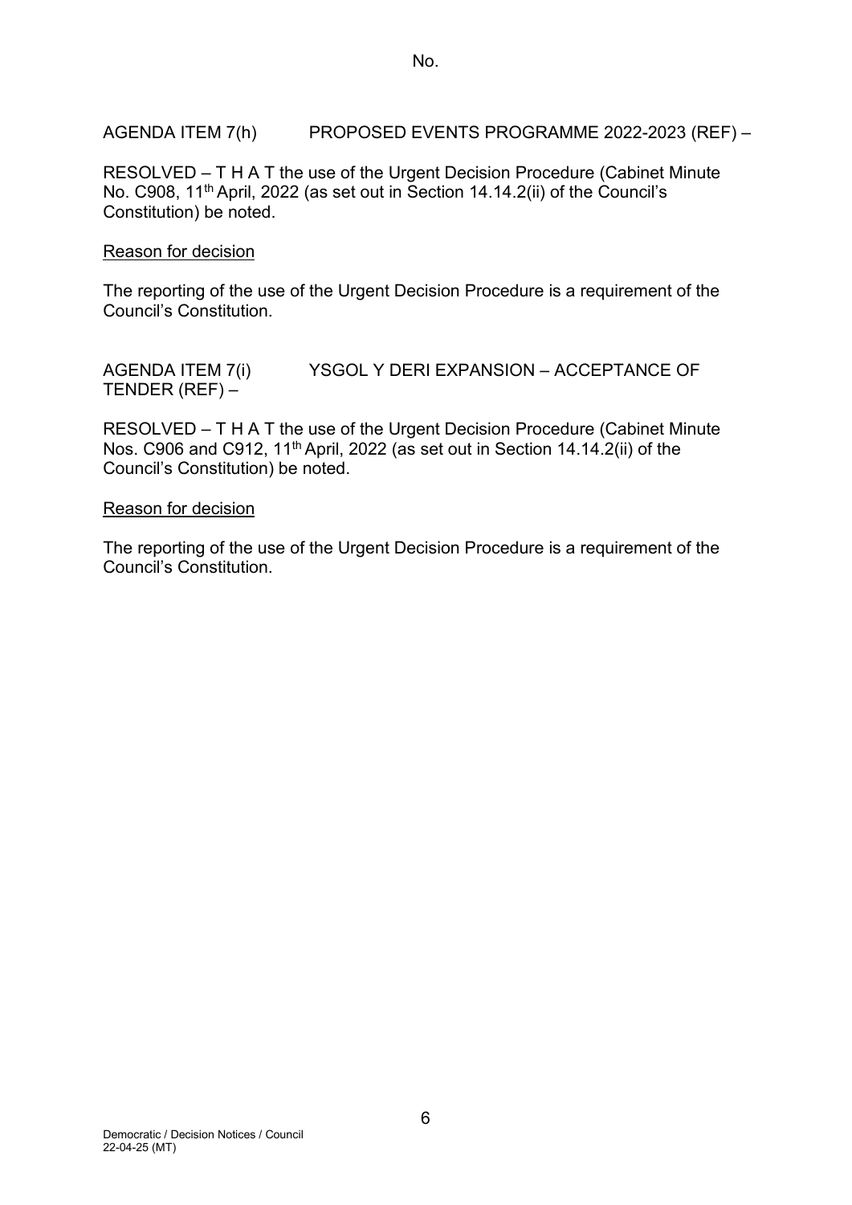No.

AGENDA ITEM 7(h) PROPOSED EVENTS PROGRAMME 2022-2023 (REF) –

RESOLVED – T H A T the use of the Urgent Decision Procedure (Cabinet Minute No. C908, 11th April, 2022 (as set out in Section 14.14.2(ii) of the Council's Constitution) be noted.

Reason for decision

The reporting of the use of the Urgent Decision Procedure is a requirement of the Council's Constitution.

AGENDA ITEM 7(i) YSGOL Y DERI EXPANSION – ACCEPTANCE OF TENDER (REF) –

RESOLVED – T H A T the use of the Urgent Decision Procedure (Cabinet Minute Nos. C906 and C912, 11th April, 2022 (as set out in Section 14.14.2(ii) of the Council's Constitution) be noted.

Reason for decision

The reporting of the use of the Urgent Decision Procedure is a requirement of the Council's Constitution.